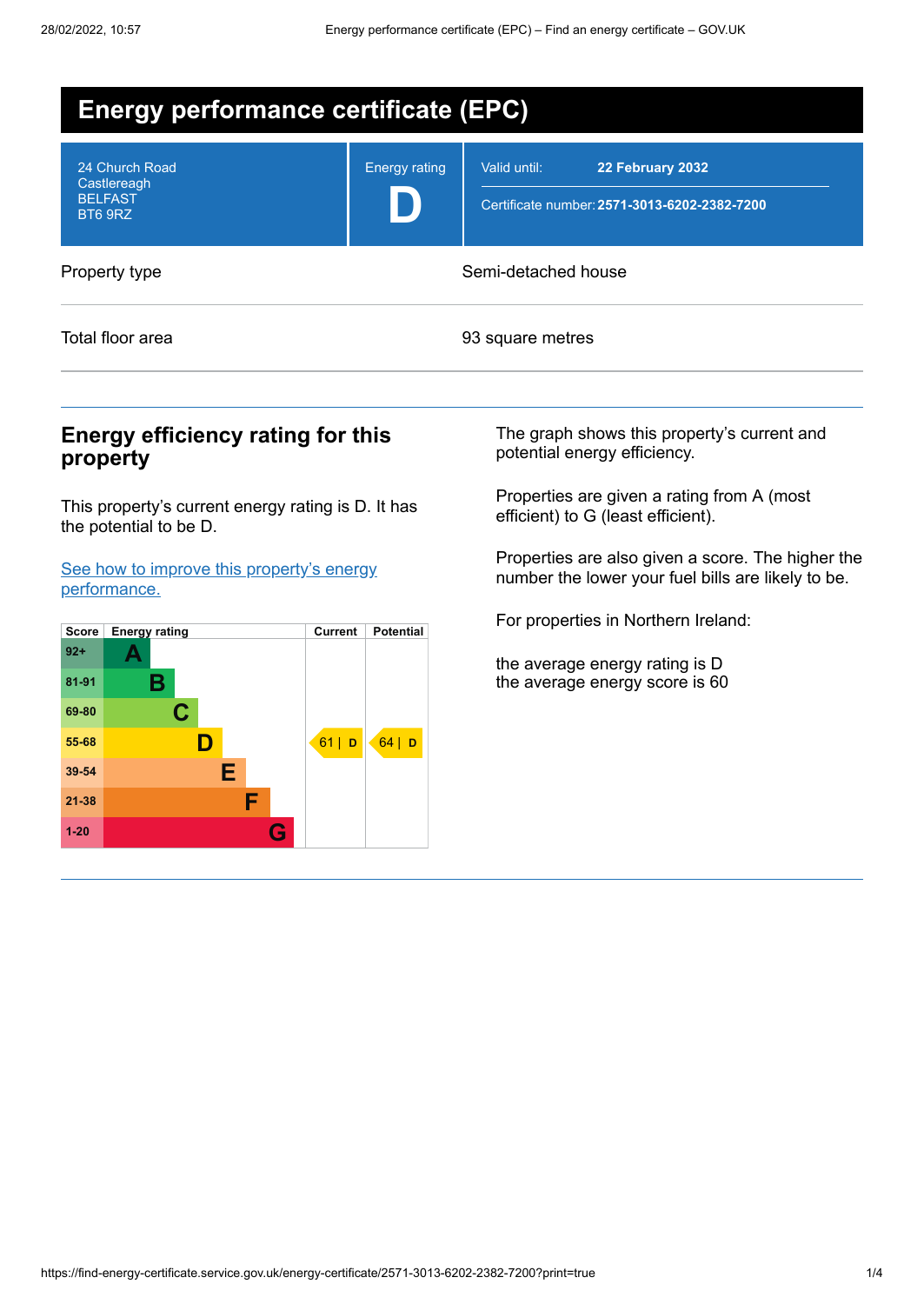# Energy performance certificate (EPC)

| 24 Church Road<br>Castlereagh<br>BELFAST<br>BT6 9RZ | Energy rating<br>**D** | Valid until: **22 February 2032**<br>Certificate number: **2571-3013-6202-2382-7200** |
|---|---|---|

| | |
|---|---|
| Property type | Semi-detached house |
| Total floor area | 93 square metres |

## Energy efficiency rating for this property

This property's current energy rating is D. It has the potential to be D.

[See how to improve this property's energy performance.]

| Score | Energy rating | Current | Potential |
|---|---|---|---|
| 92+ | A | | |
| 81-91 | B | | |
| 69-80 | C | | |
| 55-68 | D | 61 \| D | 64 \| D |
| 39-54 | E | | |
| 21-38 | F | | |
| 1-20 | G | | |

The graph shows this property's current and potential energy efficiency.

Properties are given a rating from A (most efficient) to G (least efficient).

Properties are also given a score. The higher the number the lower your fuel bills are likely to be.

For properties in Northern Ireland:

the average energy rating is D
the average energy score is 60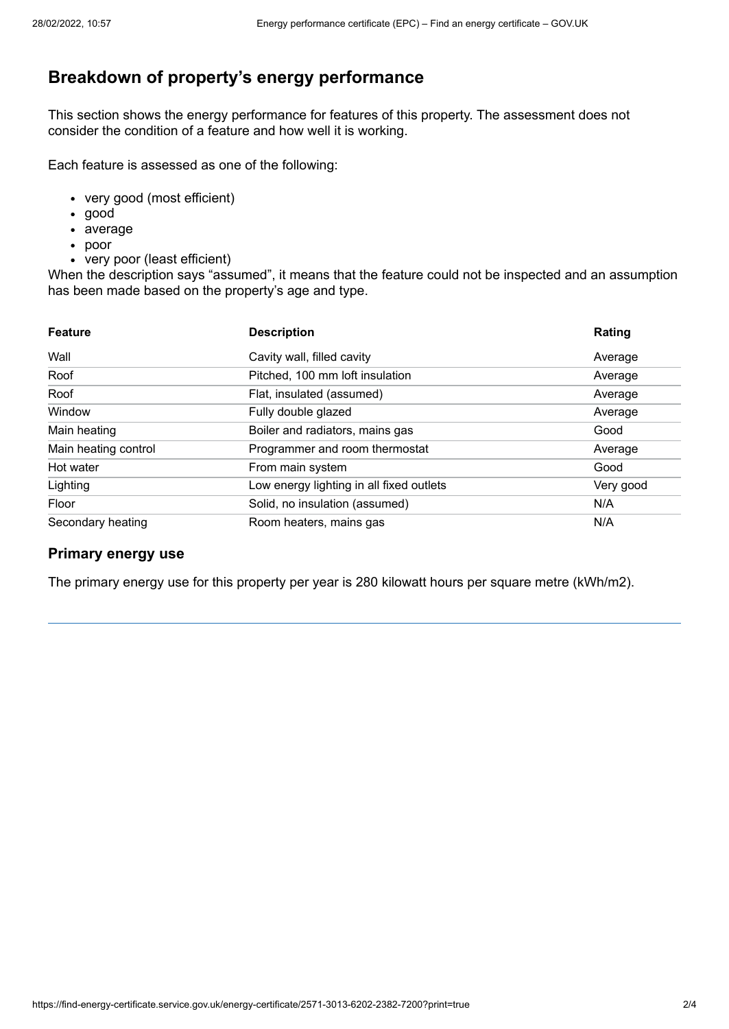## Breakdown of property's energy performance

This section shows the energy performance for features of this property. The assessment does not consider the condition of a feature and how well it is working.

Each feature is assessed as one of the following:

- very good (most efficient)
- good
- average
- poor
- very poor (least efficient)

When the description says "assumed", it means that the feature could not be inspected and an assumption has been made based on the property's age and type.

| Feature | Description | Rating |
|---|---|---|
| Wall | Cavity wall, filled cavity | Average |
| Roof | Pitched, 100 mm loft insulation | Average |
| Roof | Flat, insulated (assumed) | Average |
| Window | Fully double glazed | Average |
| Main heating | Boiler and radiators, mains gas | Good |
| Main heating control | Programmer and room thermostat | Average |
| Hot water | From main system | Good |
| Lighting | Low energy lighting in all fixed outlets | Very good |
| Floor | Solid, no insulation (assumed) | N/A |
| Secondary heating | Room heaters, mains gas | N/A |

### Primary energy use

The primary energy use for this property per year is 280 kilowatt hours per square metre (kWh/m2).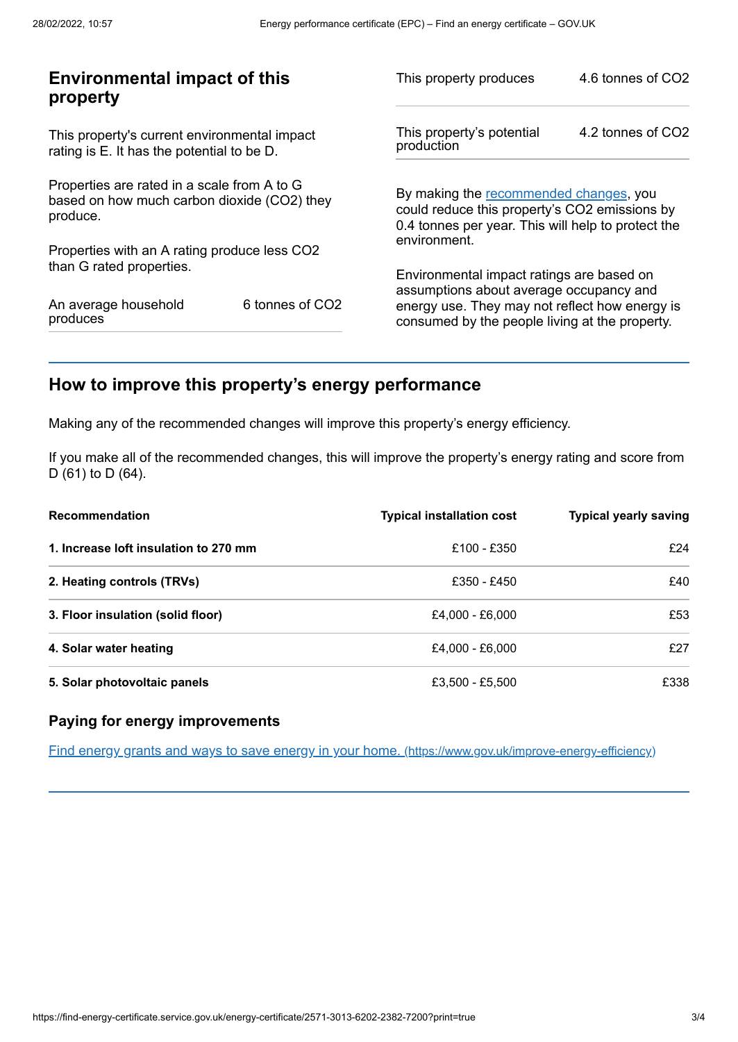## Environmental impact of this property

This property's current environmental impact rating is E. It has the potential to be D.

Properties are rated in a scale from A to G based on how much carbon dioxide ($CO_2$) they produce.

Properties with an A rating produce less $CO_2$ than G rated properties.

| | |
|---|---|
| An average household produces | 6 tonnes of $CO_2$ |

| | |
|---|---|
| This property produces | 4.6 tonnes of $CO_2$ |
| This property's potential production | 4.2 tonnes of $CO_2$ |

By making the recommended changes, you could reduce this property's $CO_2$ emissions by 0.4 tonnes per year. This will help to protect the environment.

Environmental impact ratings are based on assumptions about average occupancy and energy use. They may not reflect how energy is consumed by the people living at the property.

## How to improve this property's energy performance

Making any of the recommended changes will improve this property's energy efficiency.

If you make all of the recommended changes, this will improve the property's energy rating and score from D (61) to D (64).

| Recommendation | Typical installation cost | Typical yearly saving |
|---|---|---|
| **1. Increase loft insulation to 270 mm** | £100 - £350 | £24 |
| **2. Heating controls (TRVs)** | £350 - £450 | £40 |
| **3. Floor insulation (solid floor)** | £4,000 - £6,000 | £53 |
| **4. Solar water heating** | £4,000 - £6,000 | £27 |
| **5. Solar photovoltaic panels** | £3,500 - £5,500 | £338 |

### Paying for energy improvements

[Find energy grants and ways to save energy in your home. (https://www.gov.uk/improve-energy-efficiency)](https://www.gov.uk/improve-energy-efficiency)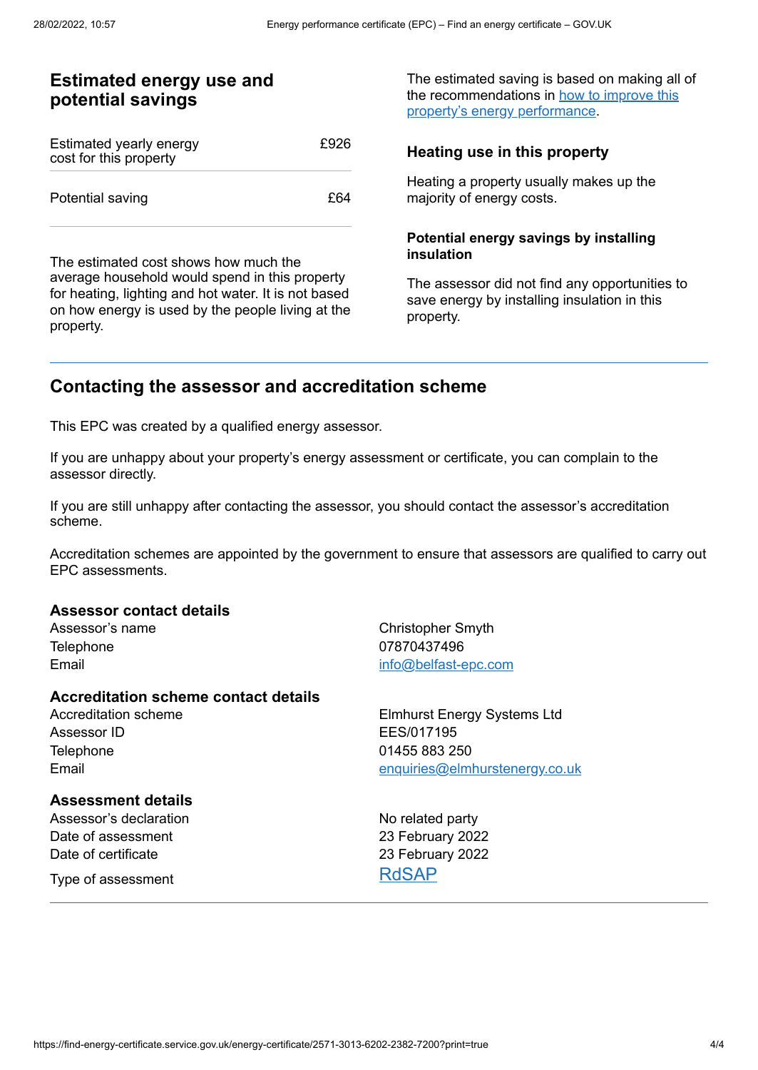## Estimated energy use and potential savings

| | |
|---|---|
| Estimated yearly energy cost for this property | £926 |
| Potential saving | £64 |

The estimated cost shows how much the average household would spend in this property for heating, lighting and hot water. It is not based on how energy is used by the people living at the property.

The estimated saving is based on making all of the recommendations in [how to improve this property's energy performance](#).

### Heating use in this property

Heating a property usually makes up the majority of energy costs.

#### Potential energy savings by installing insulation

The assessor did not find any opportunities to save energy by installing insulation in this property.

## Contacting the assessor and accreditation scheme

This EPC was created by a qualified energy assessor.

If you are unhappy about your property's energy assessment or certificate, you can complain to the assessor directly.

If you are still unhappy after contacting the assessor, you should contact the assessor's accreditation scheme.

Accreditation schemes are appointed by the government to ensure that assessors are qualified to carry out EPC assessments.

### Assessor contact details

| | |
|---|---|
| Assessor's name | Christopher Smyth |
| Telephone | 07870437496 |
| Email | info@belfast-epc.com |

### Accreditation scheme contact details

| | |
|---|---|
| Accreditation scheme | Elmhurst Energy Systems Ltd |
| Assessor ID | EES/017195 |
| Telephone | 01455 883 250 |
| Email | enquiries@elmhurstenergy.co.uk |

### Assessment details

| | |
|---|---|
| Assessor's declaration | No related party |
| Date of assessment | 23 February 2022 |
| Date of certificate | 23 February 2022 |
| Type of assessment | RdSAP |